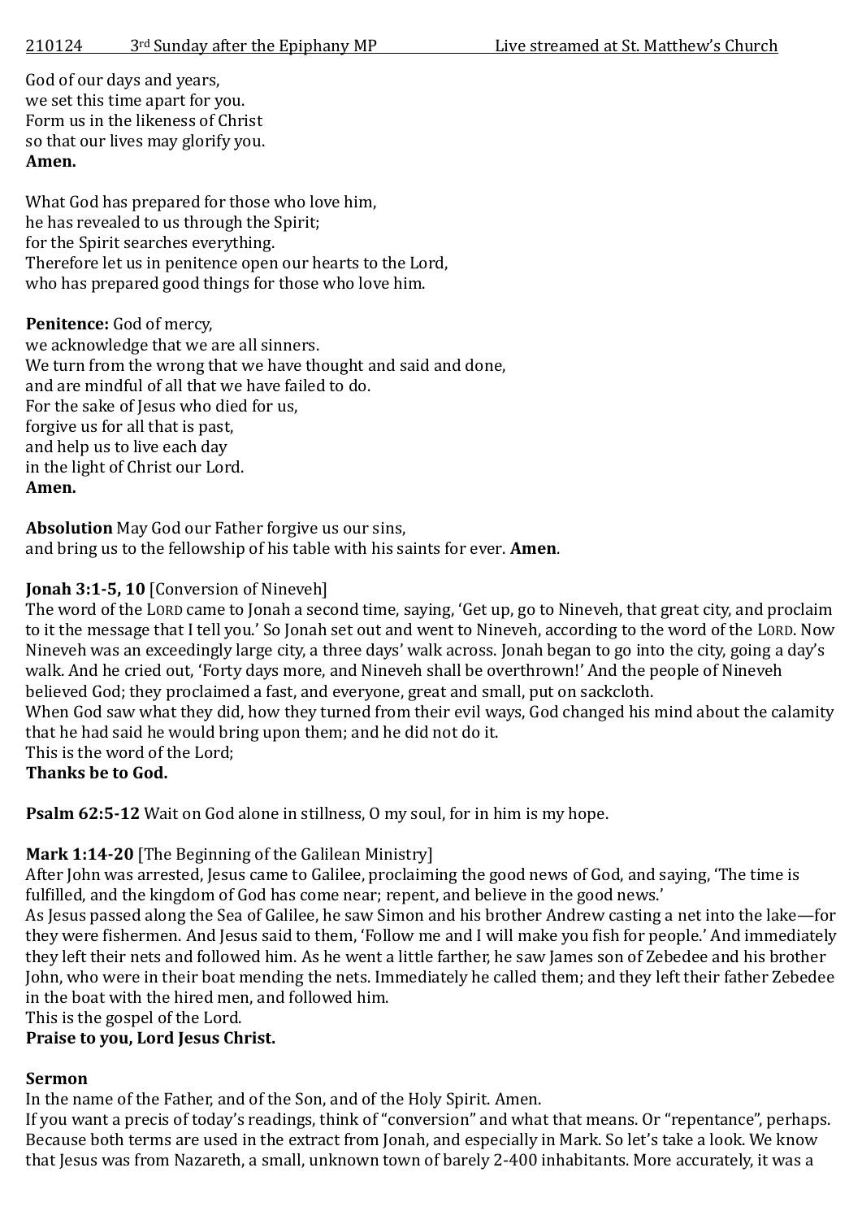God of our days and years,
we set this time apart for you.
Form us in the likeness of Christ
so that our lives may glorify you.
**Amen.**

What God has prepared for those who love him,
he has revealed to us through the Spirit;
for the Spirit searches everything.
Therefore let us in penitence open our hearts to the Lord,
who has prepared good things for those who love him.

**Penitence:** God of mercy,
we acknowledge that we are all sinners.
We turn from the wrong that we have thought and said and done,
and are mindful of all that we have failed to do.
For the sake of Jesus who died for us,
forgive us for all that is past,
and help us to live each day
in the light of Christ our Lord.
**Amen.**

**Absolution** May God our Father forgive us our sins,
and bring us to the fellowship of his table with his saints for ever. **Amen**.

**Jonah 3:1-5, 10** [Conversion of Nineveh]
The word of the LORD came to Jonah a second time, saying, 'Get up, go to Nineveh, that great city, and proclaim to it the message that I tell you.' So Jonah set out and went to Nineveh, according to the word of the LORD. Now Nineveh was an exceedingly large city, a three days' walk across. Jonah began to go into the city, going a day's walk. And he cried out, 'Forty days more, and Nineveh shall be overthrown!' And the people of Nineveh believed God; they proclaimed a fast, and everyone, great and small, put on sackcloth.
When God saw what they did, how they turned from their evil ways, God changed his mind about the calamity that he had said he would bring upon them; and he did not do it.
This is the word of the Lord;
**Thanks be to God.**

**Psalm 62:5-12** Wait on God alone in stillness, O my soul, for in him is my hope.

**Mark 1:14-20** [The Beginning of the Galilean Ministry]
After John was arrested, Jesus came to Galilee, proclaiming the good news of God, and saying, 'The time is fulfilled, and the kingdom of God has come near; repent, and believe in the good news.'
As Jesus passed along the Sea of Galilee, he saw Simon and his brother Andrew casting a net into the lake—for they were fishermen. And Jesus said to them, 'Follow me and I will make you fish for people.' And immediately they left their nets and followed him. As he went a little farther, he saw James son of Zebedee and his brother John, who were in their boat mending the nets. Immediately he called them; and they left their father Zebedee in the boat with the hired men, and followed him.
This is the gospel of the Lord.
**Praise to you, Lord Jesus Christ.**

**Sermon**
In the name of the Father, and of the Son, and of the Holy Spirit. Amen.
If you want a precis of today's readings, think of "conversion" and what that means. Or "repentance", perhaps. Because both terms are used in the extract from Jonah, and especially in Mark. So let's take a look. We know that Jesus was from Nazareth, a small, unknown town of barely 2-400 inhabitants. More accurately, it was a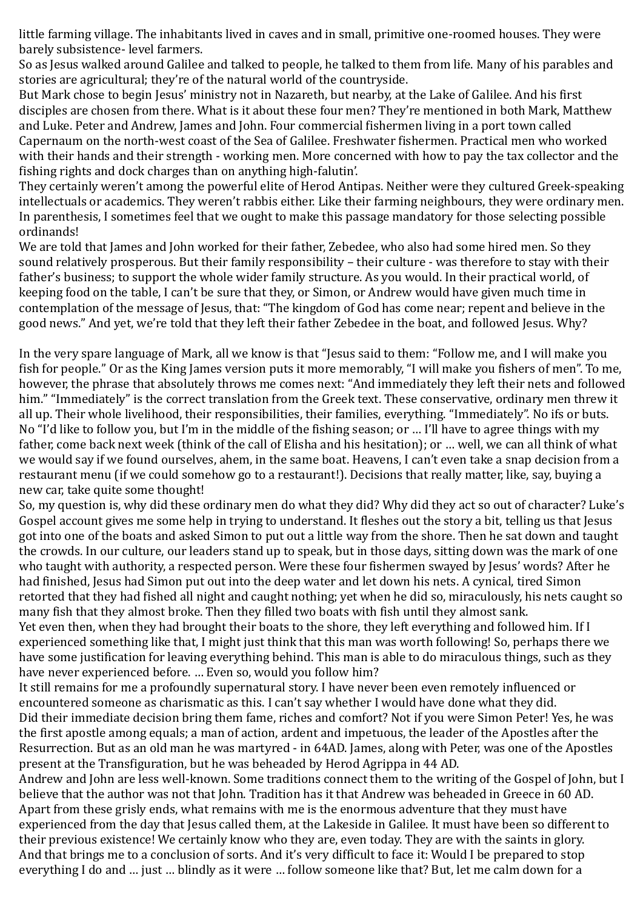little farming village. The inhabitants lived in caves and in small, primitive one-roomed houses. They were barely subsistence- level farmers.

So as Jesus walked around Galilee and talked to people, he talked to them from life. Many of his parables and stories are agricultural; they're of the natural world of the countryside.

But Mark chose to begin Jesus' ministry not in Nazareth, but nearby, at the Lake of Galilee. And his first disciples are chosen from there. What is it about these four men? They're mentioned in both Mark, Matthew and Luke. Peter and Andrew, James and John. Four commercial fishermen living in a port town called Capernaum on the north-west coast of the Sea of Galilee. Freshwater fishermen. Practical men who worked with their hands and their strength - working men. More concerned with how to pay the tax collector and the fishing rights and dock charges than on anything high-falutin'.

They certainly weren't among the powerful elite of Herod Antipas. Neither were they cultured Greek-speaking intellectuals or academics. They weren't rabbis either. Like their farming neighbours, they were ordinary men. In parenthesis, I sometimes feel that we ought to make this passage mandatory for those selecting possible ordinands!

We are told that James and John worked for their father, Zebedee, who also had some hired men. So they sound relatively prosperous. But their family responsibility – their culture - was therefore to stay with their father's business; to support the whole wider family structure. As you would. In their practical world, of keeping food on the table, I can't be sure that they, or Simon, or Andrew would have given much time in contemplation of the message of Jesus, that: "The kingdom of God has come near; repent and believe in the good news." And yet, we're told that they left their father Zebedee in the boat, and followed Jesus. Why?

In the very spare language of Mark, all we know is that "Jesus said to them: "Follow me, and I will make you fish for people." Or as the King James version puts it more memorably, "I will make you fishers of men". To me, however, the phrase that absolutely throws me comes next: "And immediately they left their nets and followed him." "Immediately" is the correct translation from the Greek text. These conservative, ordinary men threw it all up. Their whole livelihood, their responsibilities, their families, everything. "Immediately". No ifs or buts. No "I'd like to follow you, but I'm in the middle of the fishing season; or … I'll have to agree things with my father, come back next week (think of the call of Elisha and his hesitation); or … well, we can all think of what we would say if we found ourselves, ahem, in the same boat. Heavens, I can't even take a snap decision from a restaurant menu (if we could somehow go to a restaurant!). Decisions that really matter, like, say, buying a new car, take quite some thought!

So, my question is, why did these ordinary men do what they did? Why did they act so out of character? Luke's Gospel account gives me some help in trying to understand. It fleshes out the story a bit, telling us that Jesus got into one of the boats and asked Simon to put out a little way from the shore. Then he sat down and taught the crowds. In our culture, our leaders stand up to speak, but in those days, sitting down was the mark of one who taught with authority, a respected person. Were these four fishermen swayed by Jesus' words? After he had finished, Jesus had Simon put out into the deep water and let down his nets. A cynical, tired Simon retorted that they had fished all night and caught nothing; yet when he did so, miraculously, his nets caught so many fish that they almost broke. Then they filled two boats with fish until they almost sank.

Yet even then, when they had brought their boats to the shore, they left everything and followed him. If I experienced something like that, I might just think that this man was worth following! So, perhaps there we have some justification for leaving everything behind. This man is able to do miraculous things, such as they have never experienced before. … Even so, would you follow him?

It still remains for me a profoundly supernatural story. I have never been even remotely influenced or encountered someone as charismatic as this. I can't say whether I would have done what they did.

Did their immediate decision bring them fame, riches and comfort? Not if you were Simon Peter! Yes, he was the first apostle among equals; a man of action, ardent and impetuous, the leader of the Apostles after the Resurrection. But as an old man he was martyred - in 64AD. James, along with Peter, was one of the Apostles present at the Transfiguration, but he was beheaded by Herod Agrippa in 44 AD.

Andrew and John are less well-known. Some traditions connect them to the writing of the Gospel of John, but I believe that the author was not that John. Tradition has it that Andrew was beheaded in Greece in 60 AD. Apart from these grisly ends, what remains with me is the enormous adventure that they must have experienced from the day that Jesus called them, at the Lakeside in Galilee. It must have been so different to their previous existence! We certainly know who they are, even today. They are with the saints in glory.

And that brings me to a conclusion of sorts. And it's very difficult to face it: Would I be prepared to stop everything I do and … just … blindly as it were … follow someone like that? But, let me calm down for a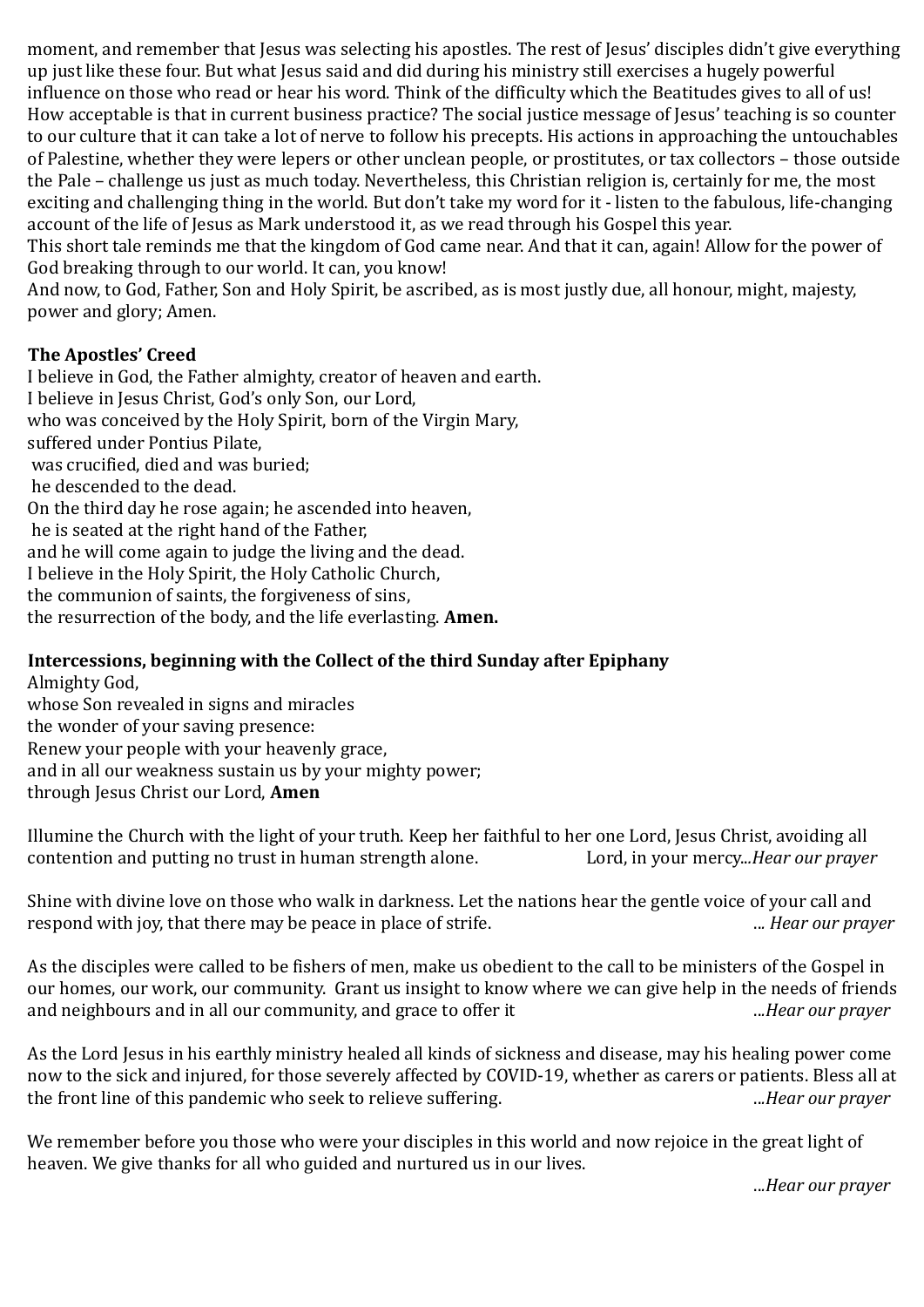moment, and remember that Jesus was selecting his apostles. The rest of Jesus' disciples didn't give everything up just like these four. But what Jesus said and did during his ministry still exercises a hugely powerful influence on those who read or hear his word. Think of the difficulty which the Beatitudes gives to all of us! How acceptable is that in current business practice? The social justice message of Jesus' teaching is so counter to our culture that it can take a lot of nerve to follow his precepts. His actions in approaching the untouchables of Palestine, whether they were lepers or other unclean people, or prostitutes, or tax collectors – those outside the Pale – challenge us just as much today. Nevertheless, this Christian religion is, certainly for me, the most exciting and challenging thing in the world. But don't take my word for it - listen to the fabulous, life-changing account of the life of Jesus as Mark understood it, as we read through his Gospel this year.

This short tale reminds me that the kingdom of God came near. And that it can, again! Allow for the power of God breaking through to our world. It can, you know!

And now, to God, Father, Son and Holy Spirit, be ascribed, as is most justly due, all honour, might, majesty, power and glory; Amen.

**The Apostles' Creed**

I believe in God, the Father almighty, creator of heaven and earth.
I believe in Jesus Christ, God's only Son, our Lord,
who was conceived by the Holy Spirit, born of the Virgin Mary,
suffered under Pontius Pilate,
was crucified, died and was buried;
he descended to the dead.
On the third day he rose again; he ascended into heaven,
he is seated at the right hand of the Father,
and he will come again to judge the living and the dead.
I believe in the Holy Spirit, the Holy Catholic Church,
the communion of saints, the forgiveness of sins,
the resurrection of the body, and the life everlasting. **Amen.**

**Intercessions, beginning with the Collect of the third Sunday after Epiphany**

Almighty God,
whose Son revealed in signs and miracles
the wonder of your saving presence:
Renew your people with your heavenly grace,
and in all our weakness sustain us by your mighty power;
through Jesus Christ our Lord, **Amen**

Illumine the Church with the light of your truth. Keep her faithful to her one Lord, Jesus Christ, avoiding all contention and putting no trust in human strength alone. Lord, in your mercy...*Hear our prayer*

Shine with divine love on those who walk in darkness. Let the nations hear the gentle voice of your call and respond with joy, that there may be peace in place of strife. ... *Hear our prayer*

As the disciples were called to be fishers of men, make us obedient to the call to be ministers of the Gospel in our homes, our work, our community. Grant us insight to know where we can give help in the needs of friends and neighbours and in all our community, and grace to offer it ...*Hear our prayer*

As the Lord Jesus in his earthly ministry healed all kinds of sickness and disease, may his healing power come now to the sick and injured, for those severely affected by COVID-19, whether as carers or patients. Bless all at the front line of this pandemic who seek to relieve suffering. ...*Hear our prayer*

We remember before you those who were your disciples in this world and now rejoice in the great light of heaven. We give thanks for all who guided and nurtured us in our lives.

...*Hear our prayer*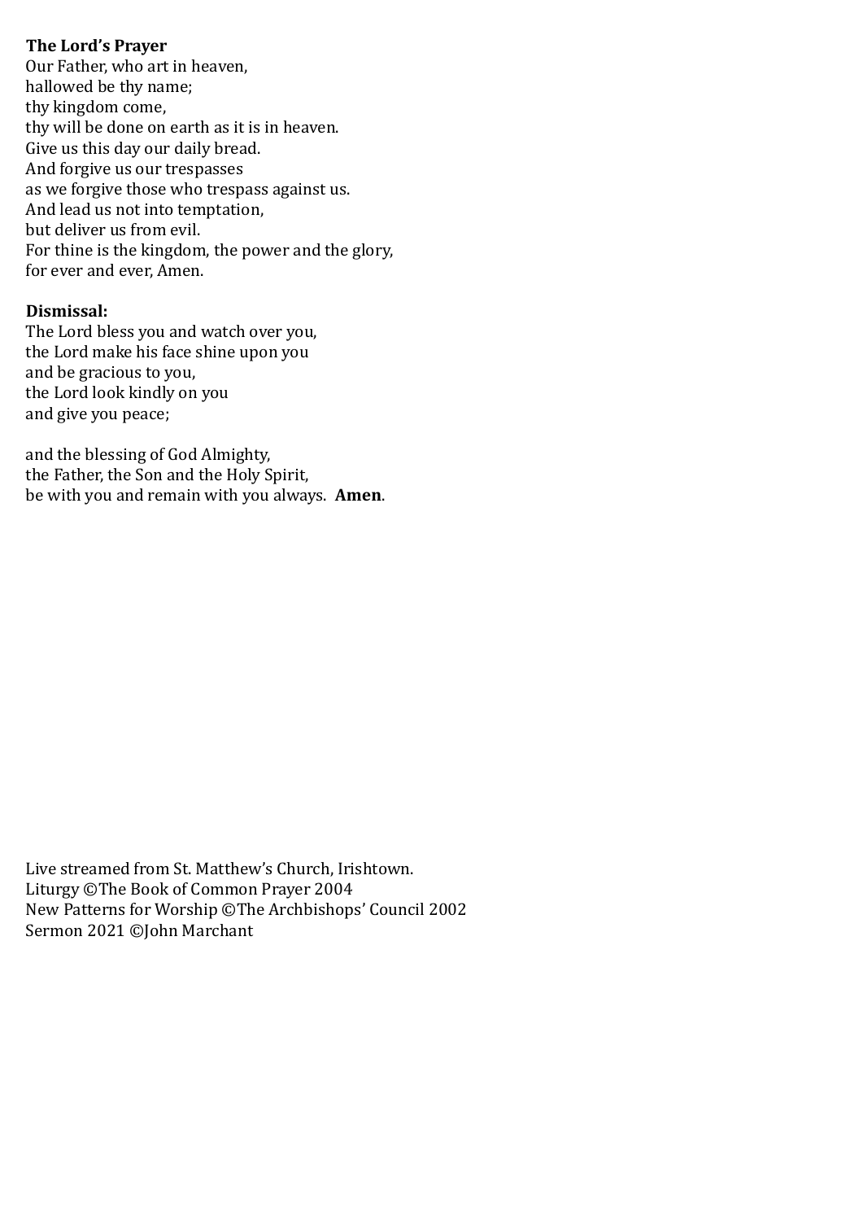**The Lord's Prayer**

Our Father, who art in heaven,
hallowed be thy name;
thy kingdom come,
thy will be done on earth as it is in heaven.
Give us this day our daily bread.
And forgive us our trespasses
as we forgive those who trespass against us.
And lead us not into temptation,
but deliver us from evil.
For thine is the kingdom, the power and the glory,
for ever and ever, Amen.

**Dismissal:**

The Lord bless you and watch over you,
the Lord make his face shine upon you
and be gracious to you,
the Lord look kindly on you
and give you peace;

and the blessing of God Almighty,
the Father, the Son and the Holy Spirit,
be with you and remain with you always. **Amen**.

Live streamed from St. Matthew's Church, Irishtown.
Liturgy ©The Book of Common Prayer 2004
New Patterns for Worship ©The Archbishops' Council 2002
Sermon 2021 ©John Marchant